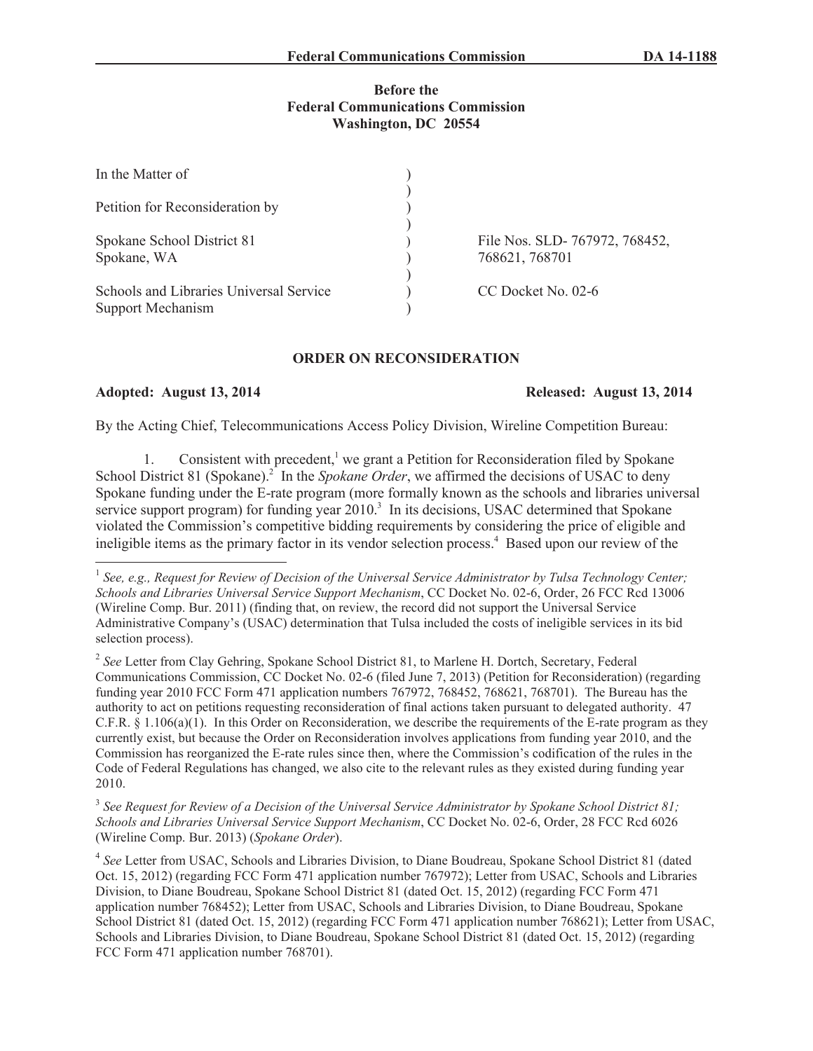**Before the**
**Federal Communications Commission**
**Washington, DC 20554**

| | | |
|---|---|---|
| In the Matter of | ) | |
| | ) | |
| Petition for Reconsideration by | ) | |
| | ) | |
| Spokane School District 81 | ) | File Nos. SLD- 767972, 768452, |
| Spokane, WA | ) | 768621, 768701 |
| | ) | |
| Schools and Libraries Universal Service | ) | CC Docket No. 02-6 |
| Support Mechanism | ) | |

## ORDER ON RECONSIDERATION

**Adopted: August 13, 2014** **Released: August 13, 2014**

By the Acting Chief, Telecommunications Access Policy Division, Wireline Competition Bureau:

1. Consistent with precedent,[1] we grant a Petition for Reconsideration filed by Spokane School District 81 (Spokane).[2] In the *Spokane Order*, we affirmed the decisions of USAC to deny Spokane funding under the E-rate program (more formally known as the schools and libraries universal service support program) for funding year 2010.[3] In its decisions, USAC determined that Spokane violated the Commission's competitive bidding requirements by considering the price of eligible and ineligible items as the primary factor in its vendor selection process.[4] Based upon our review of the

---

[1] *See, e.g., Request for Review of Decision of the Universal Service Administrator by Tulsa Technology Center; Schools and Libraries Universal Service Support Mechanism*, CC Docket No. 02-6, Order, 26 FCC Rcd 13006 (Wireline Comp. Bur. 2011) (finding that, on review, the record did not support the Universal Service Administrative Company's (USAC) determination that Tulsa included the costs of ineligible services in its bid selection process).

[2] *See* Letter from Clay Gehring, Spokane School District 81, to Marlene H. Dortch, Secretary, Federal Communications Commission, CC Docket No. 02-6 (filed June 7, 2013) (Petition for Reconsideration) (regarding funding year 2010 FCC Form 471 application numbers 767972, 768452, 768621, 768701). The Bureau has the authority to act on petitions requesting reconsideration of final actions taken pursuant to delegated authority. 47 C.F.R. § 1.106(a)(1). In this Order on Reconsideration, we describe the requirements of the E-rate program as they currently exist, but because the Order on Reconsideration involves applications from funding year 2010, and the Commission has reorganized the E-rate rules since then, where the Commission's codification of the rules in the Code of Federal Regulations has changed, we also cite to the relevant rules as they existed during funding year 2010.

[3] *See Request for Review of a Decision of the Universal Service Administrator by Spokane School District 81; Schools and Libraries Universal Service Support Mechanism*, CC Docket No. 02-6, Order, 28 FCC Rcd 6026 (Wireline Comp. Bur. 2013) (*Spokane Order*).

[4] *See* Letter from USAC, Schools and Libraries Division, to Diane Boudreau, Spokane School District 81 (dated Oct. 15, 2012) (regarding FCC Form 471 application number 767972); Letter from USAC, Schools and Libraries Division, to Diane Boudreau, Spokane School District 81 (dated Oct. 15, 2012) (regarding FCC Form 471 application number 768452); Letter from USAC, Schools and Libraries Division, to Diane Boudreau, Spokane School District 81 (dated Oct. 15, 2012) (regarding FCC Form 471 application number 768621); Letter from USAC, Schools and Libraries Division, to Diane Boudreau, Spokane School District 81 (dated Oct. 15, 2012) (regarding FCC Form 471 application number 768701).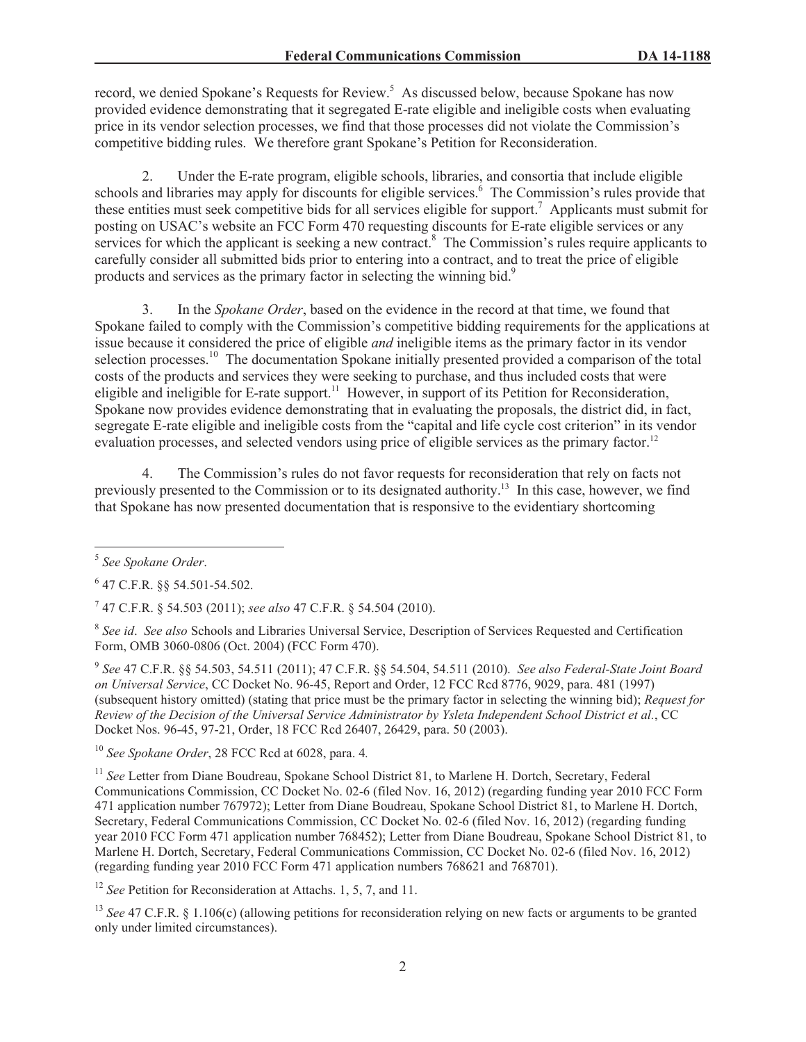record, we denied Spokane's Requests for Review.[5] As discussed below, because Spokane has now provided evidence demonstrating that it segregated E-rate eligible and ineligible costs when evaluating price in its vendor selection processes, we find that those processes did not violate the Commission's competitive bidding rules. We therefore grant Spokane's Petition for Reconsideration.

2. Under the E-rate program, eligible schools, libraries, and consortia that include eligible schools and libraries may apply for discounts for eligible services.[6] The Commission's rules provide that these entities must seek competitive bids for all services eligible for support.[7] Applicants must submit for posting on USAC's website an FCC Form 470 requesting discounts for E-rate eligible services or any services for which the applicant is seeking a new contract.[8] The Commission's rules require applicants to carefully consider all submitted bids prior to entering into a contract, and to treat the price of eligible products and services as the primary factor in selecting the winning bid.[9]

3. In the *Spokane Order*, based on the evidence in the record at that time, we found that Spokane failed to comply with the Commission's competitive bidding requirements for the applications at issue because it considered the price of eligible *and* ineligible items as the primary factor in its vendor selection processes.[10] The documentation Spokane initially presented provided a comparison of the total costs of the products and services they were seeking to purchase, and thus included costs that were eligible and ineligible for E-rate support.[11] However, in support of its Petition for Reconsideration, Spokane now provides evidence demonstrating that in evaluating the proposals, the district did, in fact, segregate E-rate eligible and ineligible costs from the "capital and life cycle cost criterion" in its vendor evaluation processes, and selected vendors using price of eligible services as the primary factor.[12]

4. The Commission's rules do not favor requests for reconsideration that rely on facts not previously presented to the Commission or to its designated authority.[13] In this case, however, we find that Spokane has now presented documentation that is responsive to the evidentiary shortcoming

---

[5] *See Spokane Order*.

[6] 47 C.F.R. §§ 54.501-54.502.

[7] 47 C.F.R. § 54.503 (2011); *see also* 47 C.F.R. § 54.504 (2010).

[8] *See id*. *See also* Schools and Libraries Universal Service, Description of Services Requested and Certification Form, OMB 3060-0806 (Oct. 2004) (FCC Form 470).

[9] *See* 47 C.F.R. §§ 54.503, 54.511 (2011); 47 C.F.R. §§ 54.504, 54.511 (2010). *See also Federal-State Joint Board on Universal Service*, CC Docket No. 96-45, Report and Order, 12 FCC Rcd 8776, 9029, para. 481 (1997) (subsequent history omitted) (stating that price must be the primary factor in selecting the winning bid); *Request for Review of the Decision of the Universal Service Administrator by Ysleta Independent School District et al.*, CC Docket Nos. 96-45, 97-21, Order, 18 FCC Rcd 26407, 26429, para. 50 (2003).

[10] *See Spokane Order*, 28 FCC Rcd at 6028, para. 4*.*

[11] *See* Letter from Diane Boudreau, Spokane School District 81, to Marlene H. Dortch, Secretary, Federal Communications Commission, CC Docket No. 02-6 (filed Nov. 16, 2012) (regarding funding year 2010 FCC Form 471 application number 767972); Letter from Diane Boudreau, Spokane School District 81, to Marlene H. Dortch, Secretary, Federal Communications Commission, CC Docket No. 02-6 (filed Nov. 16, 2012) (regarding funding year 2010 FCC Form 471 application number 768452); Letter from Diane Boudreau, Spokane School District 81, to Marlene H. Dortch, Secretary, Federal Communications Commission, CC Docket No. 02-6 (filed Nov. 16, 2012) (regarding funding year 2010 FCC Form 471 application numbers 768621 and 768701).

[12] *See* Petition for Reconsideration at Attachs. 1, 5, 7, and 11.

[13] *See* 47 C.F.R. § 1.106(c) (allowing petitions for reconsideration relying on new facts or arguments to be granted only under limited circumstances).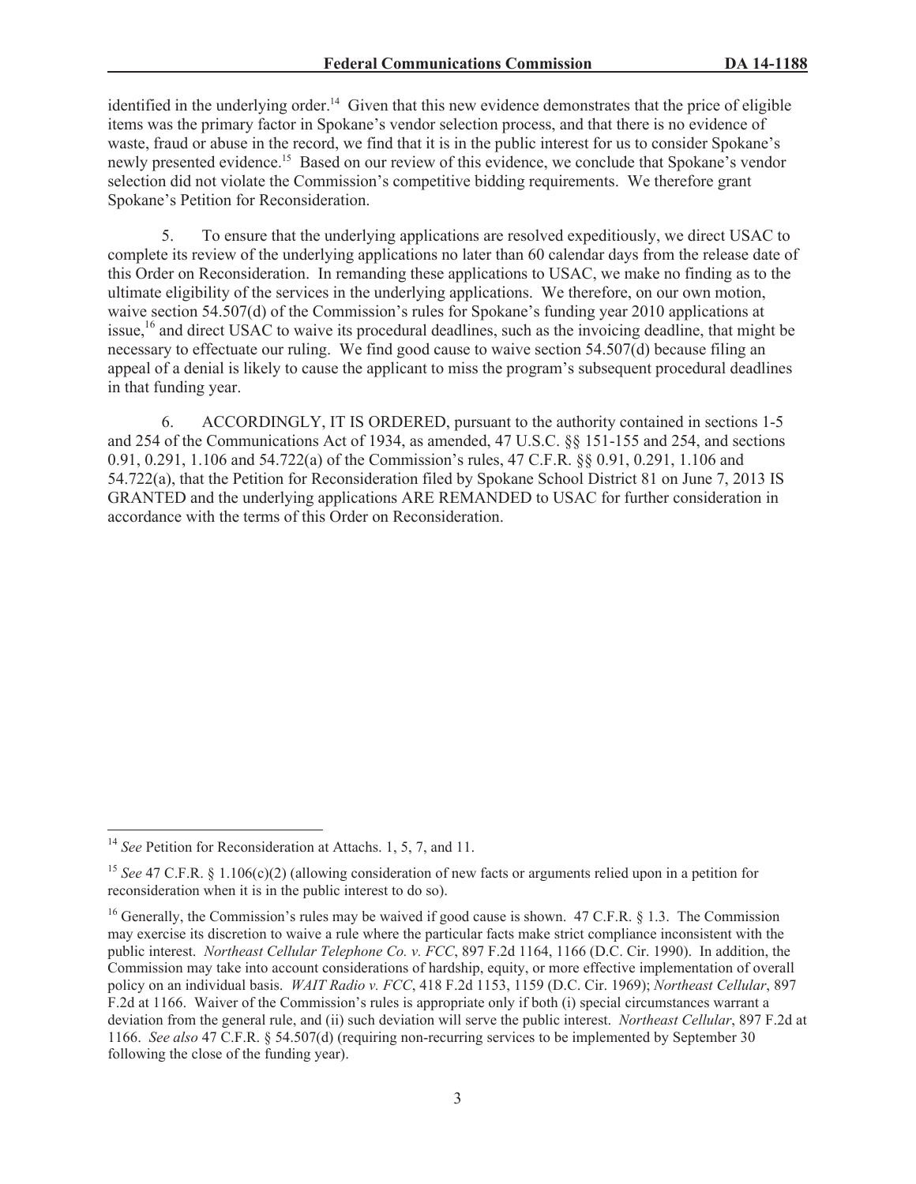identified in the underlying order.[14] Given that this new evidence demonstrates that the price of eligible items was the primary factor in Spokane's vendor selection process, and that there is no evidence of waste, fraud or abuse in the record, we find that it is in the public interest for us to consider Spokane's newly presented evidence.[15] Based on our review of this evidence, we conclude that Spokane's vendor selection did not violate the Commission's competitive bidding requirements. We therefore grant Spokane's Petition for Reconsideration.

5. To ensure that the underlying applications are resolved expeditiously, we direct USAC to complete its review of the underlying applications no later than 60 calendar days from the release date of this Order on Reconsideration. In remanding these applications to USAC, we make no finding as to the ultimate eligibility of the services in the underlying applications. We therefore, on our own motion, waive section 54.507(d) of the Commission's rules for Spokane's funding year 2010 applications at issue,[16] and direct USAC to waive its procedural deadlines, such as the invoicing deadline, that might be necessary to effectuate our ruling. We find good cause to waive section 54.507(d) because filing an appeal of a denial is likely to cause the applicant to miss the program's subsequent procedural deadlines in that funding year.

6. ACCORDINGLY, IT IS ORDERED, pursuant to the authority contained in sections 1-5 and 254 of the Communications Act of 1934, as amended, 47 U.S.C. §§ 151-155 and 254, and sections 0.91, 0.291, 1.106 and 54.722(a) of the Commission's rules, 47 C.F.R. §§ 0.91, 0.291, 1.106 and 54.722(a), that the Petition for Reconsideration filed by Spokane School District 81 on June 7, 2013 IS GRANTED and the underlying applications ARE REMANDED to USAC for further consideration in accordance with the terms of this Order on Reconsideration.

---

[14] *See* Petition for Reconsideration at Attachs. 1, 5, 7, and 11.

[15] *See* 47 C.F.R. § 1.106(c)(2) (allowing consideration of new facts or arguments relied upon in a petition for reconsideration when it is in the public interest to do so).

[16] Generally, the Commission's rules may be waived if good cause is shown. 47 C.F.R. § 1.3. The Commission may exercise its discretion to waive a rule where the particular facts make strict compliance inconsistent with the public interest. *Northeast Cellular Telephone Co. v. FCC*, 897 F.2d 1164, 1166 (D.C. Cir. 1990). In addition, the Commission may take into account considerations of hardship, equity, or more effective implementation of overall policy on an individual basis. *WAIT Radio v. FCC*, 418 F.2d 1153, 1159 (D.C. Cir. 1969); *Northeast Cellular*, 897 F.2d at 1166. Waiver of the Commission's rules is appropriate only if both (i) special circumstances warrant a deviation from the general rule, and (ii) such deviation will serve the public interest. *Northeast Cellular*, 897 F.2d at 1166. *See also* 47 C.F.R. § 54.507(d) (requiring non-recurring services to be implemented by September 30 following the close of the funding year).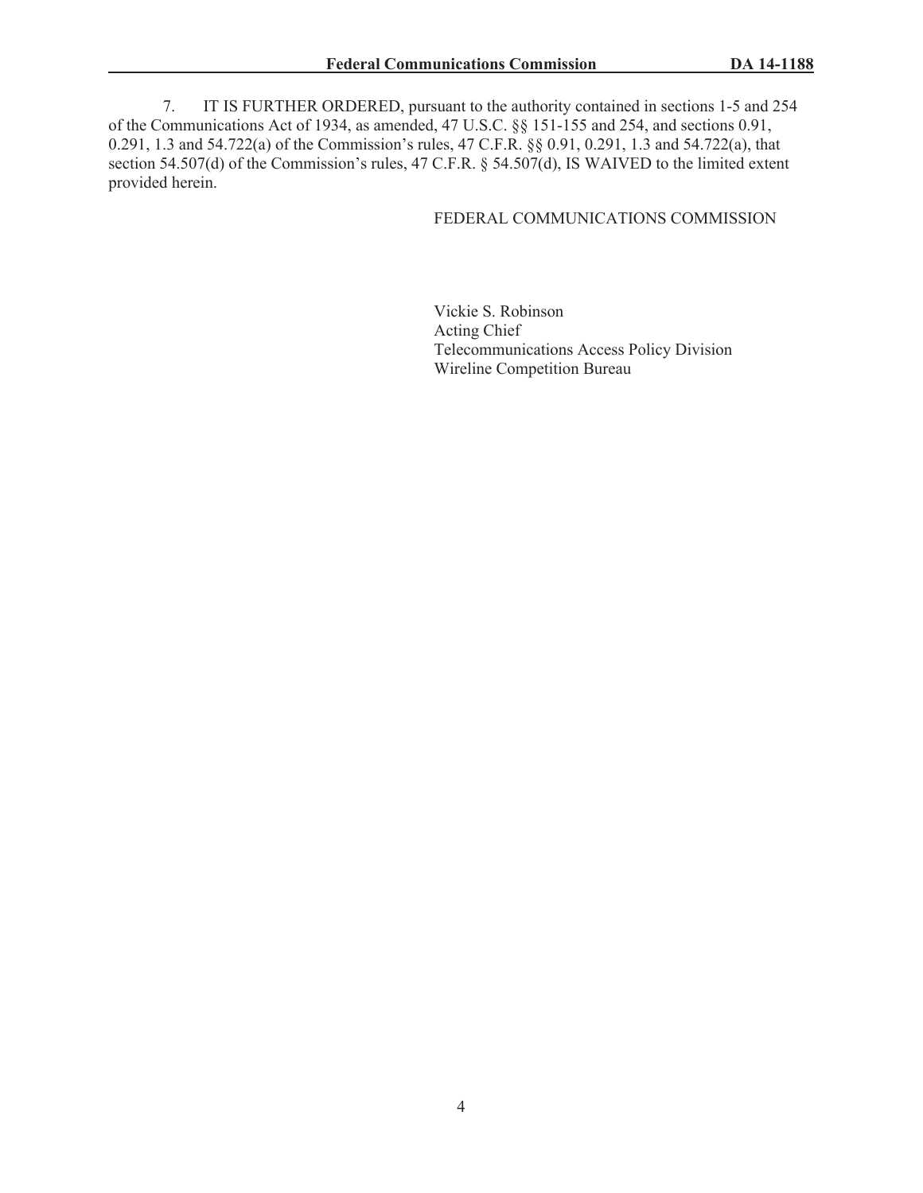7. IT IS FURTHER ORDERED, pursuant to the authority contained in sections 1-5 and 254 of the Communications Act of 1934, as amended, 47 U.S.C. §§ 151-155 and 254, and sections 0.91, 0.291, 1.3 and 54.722(a) of the Commission's rules, 47 C.F.R. §§ 0.91, 0.291, 1.3 and 54.722(a), that section 54.507(d) of the Commission's rules, 47 C.F.R. § 54.507(d), IS WAIVED to the limited extent provided herein.

FEDERAL COMMUNICATIONS COMMISSION

Vickie S. Robinson
Acting Chief
Telecommunications Access Policy Division
Wireline Competition Bureau